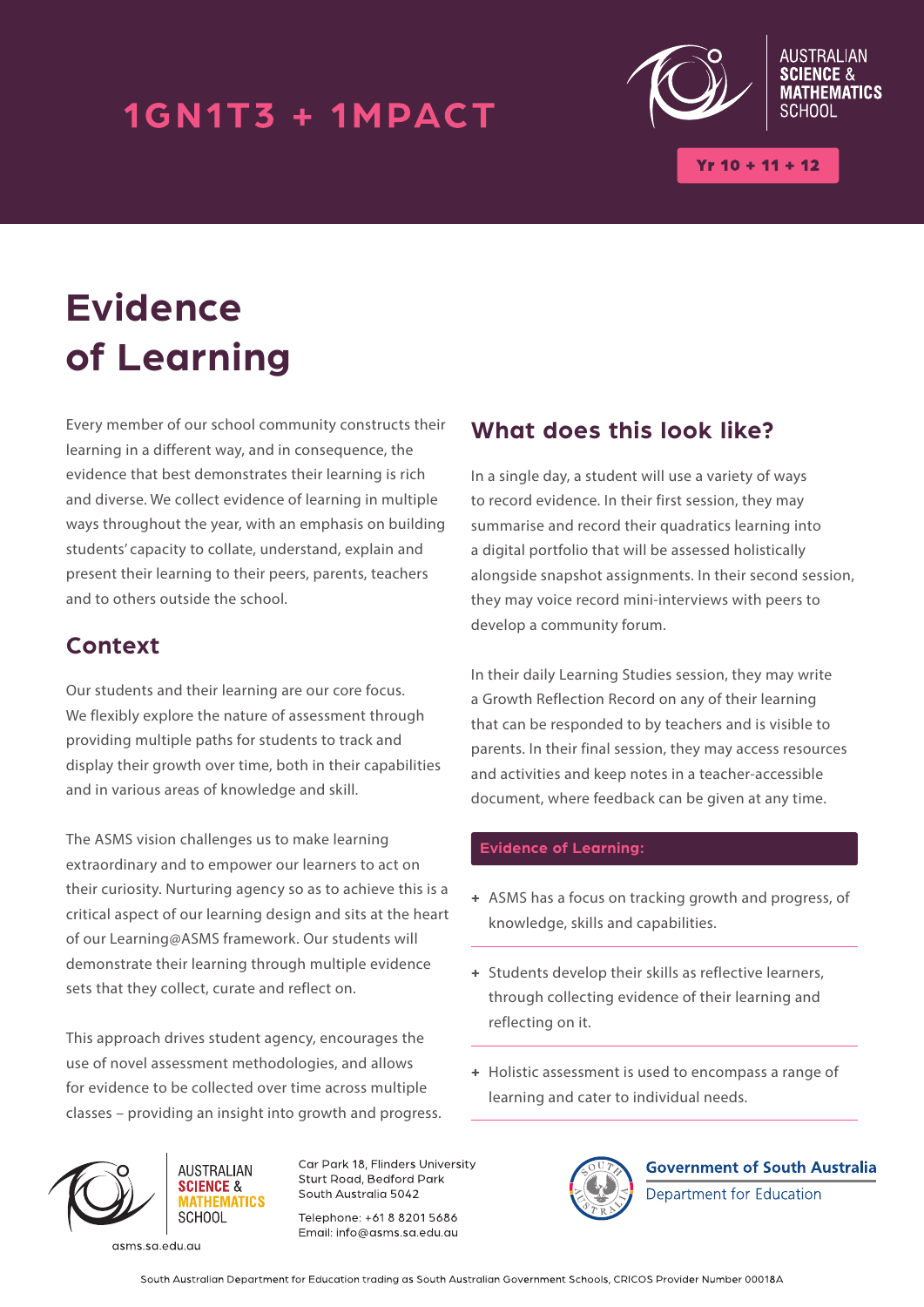# 1GN1T3 + 1MPACT

AUSTRALIAN SCIENCE & MATHEMATICS SCHOOL

Yr 10 + 11 + 12

# Evidence of Learning

Every member of our school community constructs their learning in a different way, and in consequence, the evidence that best demonstrates their learning is rich and diverse. We collect evidence of learning in multiple ways throughout the year, with an emphasis on building students' capacity to collate, understand, explain and present their learning to their peers, parents, teachers and to others outside the school.

## Context

Our students and their learning are our core focus. We flexibly explore the nature of assessment through providing multiple paths for students to track and display their growth over time, both in their capabilities and in various areas of knowledge and skill.

The ASMS vision challenges us to make learning extraordinary and to empower our learners to act on their curiosity. Nurturing agency so as to achieve this is a critical aspect of our learning design and sits at the heart of our Learning@ASMS framework. Our students will demonstrate their learning through multiple evidence sets that they collect, curate and reflect on.

This approach drives student agency, encourages the use of novel assessment methodologies, and allows for evidence to be collected over time across multiple classes – providing an insight into growth and progress.

## What does this look like?

In a single day, a student will use a variety of ways to record evidence. In their first session, they may summarise and record their quadratics learning into a digital portfolio that will be assessed holistically alongside snapshot assignments. In their second session, they may voice record mini-interviews with peers to develop a community forum.

In their daily Learning Studies session, they may write a Growth Reflection Record on any of their learning that can be responded to by teachers and is visible to parents. In their final session, they may access resources and activities and keep notes in a teacher-accessible document, where feedback can be given at any time.

**Evidence of Learning:**

+ ASMS has a focus on tracking growth and progress, of knowledge, skills and capabilities.
+ Students develop their skills as reflective learners, through collecting evidence of their learning and reflecting on it.
+ Holistic assessment is used to encompass a range of learning and cater to individual needs.

AUSTRALIAN SCIENCE & MATHEMATICS SCHOOL

asms.sa.edu.au

Car Park 18, Flinders University
Sturt Road, Bedford Park
South Australia 5042

Telephone: +61 8 8201 5686
Email: info@asms.sa.edu.au

Government of South Australia
Department for Education

South Australian Department for Education trading as South Australian Government Schools, CRICOS Provider Number 00018A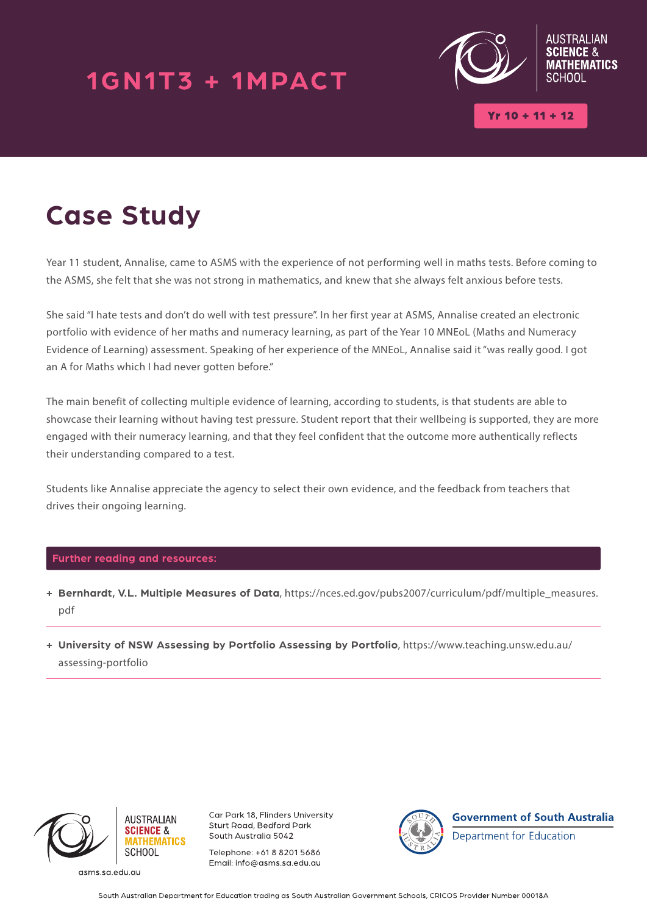# 1GN1T3 + 1MPACT

AUSTRALIAN SCIENCE & MATHEMATICS SCHOOL

Yr 10 + 11 + 12

## Case Study

Year 11 student, Annalise, came to ASMS with the experience of not performing well in maths tests. Before coming to the ASMS, she felt that she was not strong in mathematics, and knew that she always felt anxious before tests.

She said "I hate tests and don't do well with test pressure". In her first year at ASMS, Annalise created an electronic portfolio with evidence of her maths and numeracy learning, as part of the Year 10 MNEoL (Maths and Numeracy Evidence of Learning) assessment. Speaking of her experience of the MNEoL, Annalise said it "was really good. I got an A for Maths which I had never gotten before."

The main benefit of collecting multiple evidence of learning, according to students, is that students are able to showcase their learning without having test pressure. Student report that their wellbeing is supported, they are more engaged with their numeracy learning, and that they feel confident that the outcome more authentically reflects their understanding compared to a test.

Students like Annalise appreciate the agency to select their own evidence, and the feedback from teachers that drives their ongoing learning.

### Further reading and resources:

+ **Bernhardt, V.L. Multiple Measures of Data**, https://nces.ed.gov/pubs2007/curriculum/pdf/multiple_measures.pdf
+ **University of NSW Assessing by Portfolio Assessing by Portfolio**, https://www.teaching.unsw.edu.au/assessing-portfolio

AUSTRALIAN SCIENCE & MATHEMATICS SCHOOL

asms.sa.edu.au

Car Park 18, Flinders University
Sturt Road, Bedford Park
South Australia 5042

Telephone: +61 8 8201 5686
Email: info@asms.sa.edu.au

Government of South Australia
Department for Education

South Australian Department for Education trading as South Australian Government Schools, CRICOS Provider Number 00018A